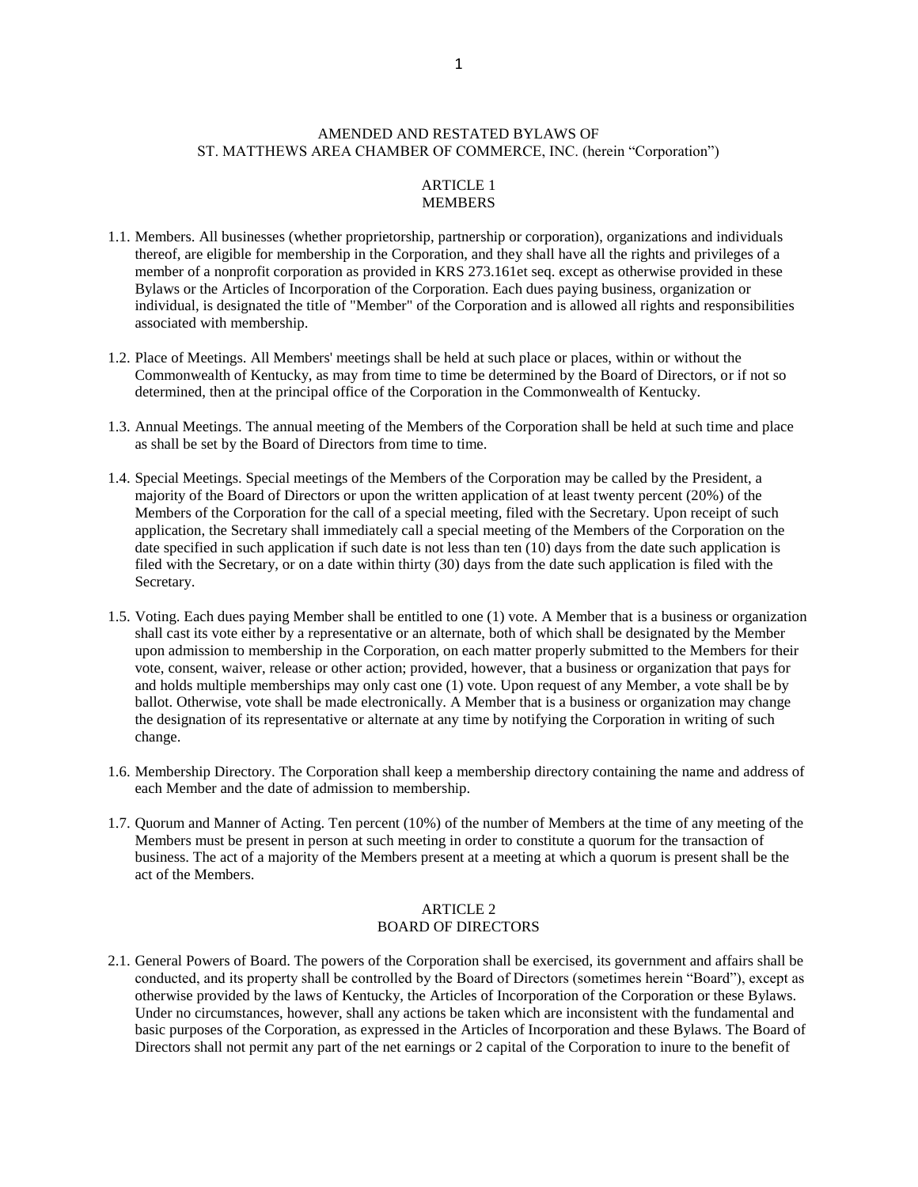# AMENDED AND RESTATED BYLAWS OF ST. MATTHEWS AREA CHAMBER OF COMMERCE, INC. (herein "Corporation")

## ARTICLE 1 MEMBERS

1.1. Members. All businesses (whether proprietorship, partnership or corporation), organizations and individuals thereof, are eligible for membership in the Corporation, and they shall have all the rights and privileges of a member of a nonprofit corporation as provided in KRS 273.161et seq. except as otherwise provided in these Bylaws or the Articles of Incorporation of the Corporation. Each dues paying business, organization or individual, is designated the title of "Member" of the Corporation and is allowed all rights and responsibilities associated with membership.

1.2. Place of Meetings. All Members' meetings shall be held at such place or places, within or without the Commonwealth of Kentucky, as may from time to time be determined by the Board of Directors, or if not so determined, then at the principal office of the Corporation in the Commonwealth of Kentucky.

1.3. Annual Meetings. The annual meeting of the Members of the Corporation shall be held at such time and place as shall be set by the Board of Directors from time to time.

1.4. Special Meetings. Special meetings of the Members of the Corporation may be called by the President, a majority of the Board of Directors or upon the written application of at least twenty percent (20%) of the Members of the Corporation for the call of a special meeting, filed with the Secretary. Upon receipt of such application, the Secretary shall immediately call a special meeting of the Members of the Corporation on the date specified in such application if such date is not less than ten (10) days from the date such application is filed with the Secretary, or on a date within thirty (30) days from the date such application is filed with the Secretary.

1.5. Voting. Each dues paying Member shall be entitled to one (1) vote. A Member that is a business or organization shall cast its vote either by a representative or an alternate, both of which shall be designated by the Member upon admission to membership in the Corporation, on each matter properly submitted to the Members for their vote, consent, waiver, release or other action; provided, however, that a business or organization that pays for and holds multiple memberships may only cast one (1) vote. Upon request of any Member, a vote shall be by ballot. Otherwise, vote shall be made electronically. A Member that is a business or organization may change the designation of its representative or alternate at any time by notifying the Corporation in writing of such change.

1.6. Membership Directory. The Corporation shall keep a membership directory containing the name and address of each Member and the date of admission to membership.

1.7. Quorum and Manner of Acting. Ten percent (10%) of the number of Members at the time of any meeting of the Members must be present in person at such meeting in order to constitute a quorum for the transaction of business. The act of a majority of the Members present at a meeting at which a quorum is present shall be the act of the Members.

## ARTICLE 2 BOARD OF DIRECTORS

2.1. General Powers of Board. The powers of the Corporation shall be exercised, its government and affairs shall be conducted, and its property shall be controlled by the Board of Directors (sometimes herein "Board"), except as otherwise provided by the laws of Kentucky, the Articles of Incorporation of the Corporation or these Bylaws. Under no circumstances, however, shall any actions be taken which are inconsistent with the fundamental and basic purposes of the Corporation, as expressed in the Articles of Incorporation and these Bylaws. The Board of Directors shall not permit any part of the net earnings or 2 capital of the Corporation to inure to the benefit of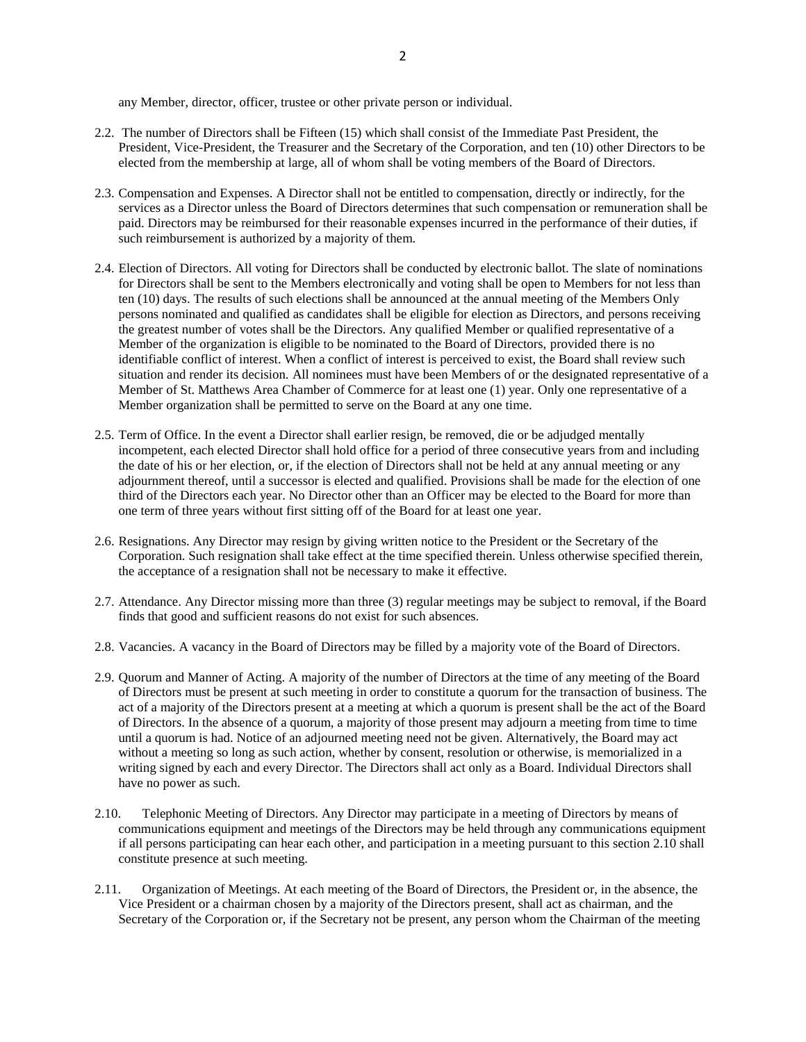any Member, director, officer, trustee or other private person or individual.

2.2. The number of Directors shall be Fifteen (15) which shall consist of the Immediate Past President, the President, Vice-President, the Treasurer and the Secretary of the Corporation, and ten (10) other Directors to be elected from the membership at large, all of whom shall be voting members of the Board of Directors.

2.3. Compensation and Expenses. A Director shall not be entitled to compensation, directly or indirectly, for the services as a Director unless the Board of Directors determines that such compensation or remuneration shall be paid. Directors may be reimbursed for their reasonable expenses incurred in the performance of their duties, if such reimbursement is authorized by a majority of them.

2.4. Election of Directors. All voting for Directors shall be conducted by electronic ballot. The slate of nominations for Directors shall be sent to the Members electronically and voting shall be open to Members for not less than ten (10) days. The results of such elections shall be announced at the annual meeting of the Members Only persons nominated and qualified as candidates shall be eligible for election as Directors, and persons receiving the greatest number of votes shall be the Directors. Any qualified Member or qualified representative of a Member of the organization is eligible to be nominated to the Board of Directors, provided there is no identifiable conflict of interest. When a conflict of interest is perceived to exist, the Board shall review such situation and render its decision. All nominees must have been Members of or the designated representative of a Member of St. Matthews Area Chamber of Commerce for at least one (1) year. Only one representative of a Member organization shall be permitted to serve on the Board at any one time.

2.5. Term of Office. In the event a Director shall earlier resign, be removed, die or be adjudged mentally incompetent, each elected Director shall hold office for a period of three consecutive years from and including the date of his or her election, or, if the election of Directors shall not be held at any annual meeting or any adjournment thereof, until a successor is elected and qualified. Provisions shall be made for the election of one third of the Directors each year. No Director other than an Officer may be elected to the Board for more than one term of three years without first sitting off of the Board for at least one year.

2.6. Resignations. Any Director may resign by giving written notice to the President or the Secretary of the Corporation. Such resignation shall take effect at the time specified therein. Unless otherwise specified therein, the acceptance of a resignation shall not be necessary to make it effective.

2.7. Attendance. Any Director missing more than three (3) regular meetings may be subject to removal, if the Board finds that good and sufficient reasons do not exist for such absences.

2.8. Vacancies. A vacancy in the Board of Directors may be filled by a majority vote of the Board of Directors.

2.9. Quorum and Manner of Acting. A majority of the number of Directors at the time of any meeting of the Board of Directors must be present at such meeting in order to constitute a quorum for the transaction of business. The act of a majority of the Directors present at a meeting at which a quorum is present shall be the act of the Board of Directors. In the absence of a quorum, a majority of those present may adjourn a meeting from time to time until a quorum is had. Notice of an adjourned meeting need not be given. Alternatively, the Board may act without a meeting so long as such action, whether by consent, resolution or otherwise, is memorialized in a writing signed by each and every Director. The Directors shall act only as a Board. Individual Directors shall have no power as such.

2.10. Telephonic Meeting of Directors. Any Director may participate in a meeting of Directors by means of communications equipment and meetings of the Directors may be held through any communications equipment if all persons participating can hear each other, and participation in a meeting pursuant to this section 2.10 shall constitute presence at such meeting.

2.11. Organization of Meetings. At each meeting of the Board of Directors, the President or, in the absence, the Vice President or a chairman chosen by a majority of the Directors present, shall act as chairman, and the Secretary of the Corporation or, if the Secretary not be present, any person whom the Chairman of the meeting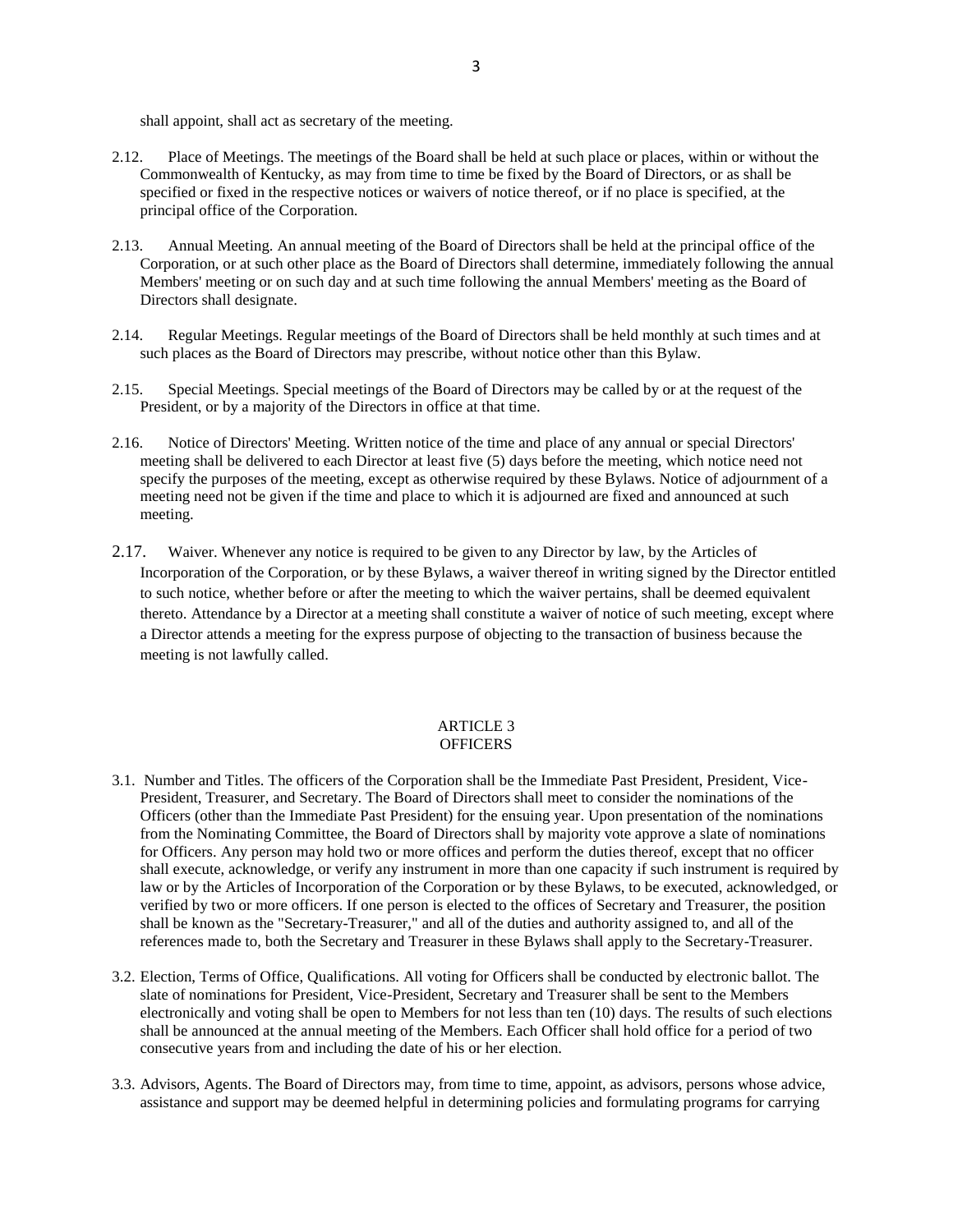shall appoint, shall act as secretary of the meeting.

2.12. Place of Meetings. The meetings of the Board shall be held at such place or places, within or without the Commonwealth of Kentucky, as may from time to time be fixed by the Board of Directors, or as shall be specified or fixed in the respective notices or waivers of notice thereof, or if no place is specified, at the principal office of the Corporation.

2.13. Annual Meeting. An annual meeting of the Board of Directors shall be held at the principal office of the Corporation, or at such other place as the Board of Directors shall determine, immediately following the annual Members' meeting or on such day and at such time following the annual Members' meeting as the Board of Directors shall designate.

2.14. Regular Meetings. Regular meetings of the Board of Directors shall be held monthly at such times and at such places as the Board of Directors may prescribe, without notice other than this Bylaw.

2.15. Special Meetings. Special meetings of the Board of Directors may be called by or at the request of the President, or by a majority of the Directors in office at that time.

2.16. Notice of Directors' Meeting. Written notice of the time and place of any annual or special Directors' meeting shall be delivered to each Director at least five (5) days before the meeting, which notice need not specify the purposes of the meeting, except as otherwise required by these Bylaws. Notice of adjournment of a meeting need not be given if the time and place to which it is adjourned are fixed and announced at such meeting.

2.17. Waiver. Whenever any notice is required to be given to any Director by law, by the Articles of Incorporation of the Corporation, or by these Bylaws, a waiver thereof in writing signed by the Director entitled to such notice, whether before or after the meeting to which the waiver pertains, shall be deemed equivalent thereto. Attendance by a Director at a meeting shall constitute a waiver of notice of such meeting, except where a Director attends a meeting for the express purpose of objecting to the transaction of business because the meeting is not lawfully called.

## ARTICLE 3
## OFFICERS

3.1. Number and Titles. The officers of the Corporation shall be the Immediate Past President, President, Vice-President, Treasurer, and Secretary. The Board of Directors shall meet to consider the nominations of the Officers (other than the Immediate Past President) for the ensuing year. Upon presentation of the nominations from the Nominating Committee, the Board of Directors shall by majority vote approve a slate of nominations for Officers. Any person may hold two or more offices and perform the duties thereof, except that no officer shall execute, acknowledge, or verify any instrument in more than one capacity if such instrument is required by law or by the Articles of Incorporation of the Corporation or by these Bylaws, to be executed, acknowledged, or verified by two or more officers. If one person is elected to the offices of Secretary and Treasurer, the position shall be known as the "Secretary-Treasurer," and all of the duties and authority assigned to, and all of the references made to, both the Secretary and Treasurer in these Bylaws shall apply to the Secretary-Treasurer.

3.2. Election, Terms of Office, Qualifications. All voting for Officers shall be conducted by electronic ballot. The slate of nominations for President, Vice-President, Secretary and Treasurer shall be sent to the Members electronically and voting shall be open to Members for not less than ten (10) days. The results of such elections shall be announced at the annual meeting of the Members. Each Officer shall hold office for a period of two consecutive years from and including the date of his or her election.

3.3. Advisors, Agents. The Board of Directors may, from time to time, appoint, as advisors, persons whose advice, assistance and support may be deemed helpful in determining policies and formulating programs for carrying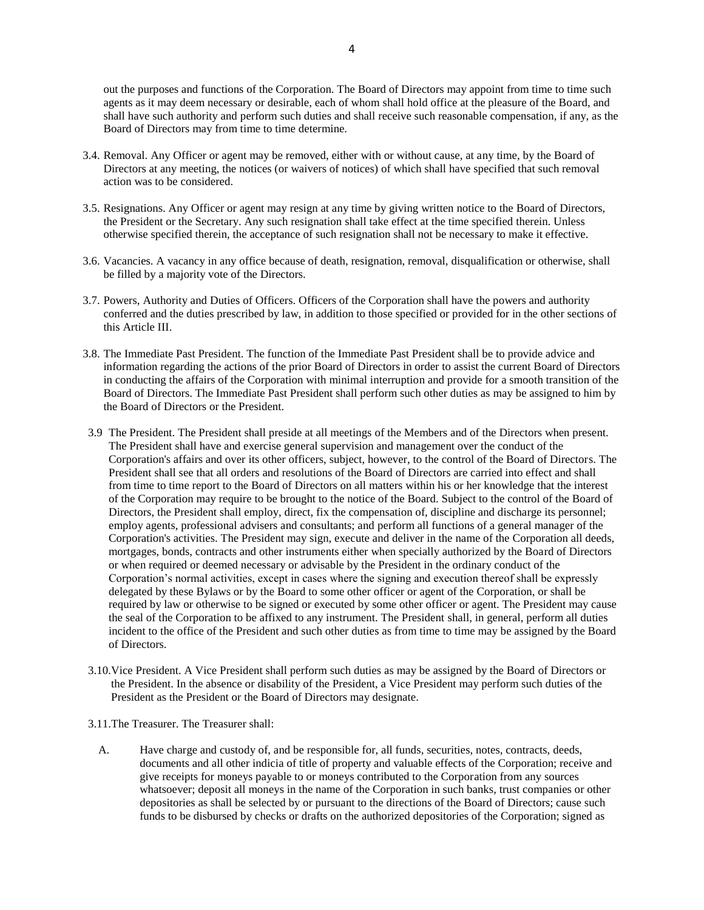out the purposes and functions of the Corporation. The Board of Directors may appoint from time to time such agents as it may deem necessary or desirable, each of whom shall hold office at the pleasure of the Board, and shall have such authority and perform such duties and shall receive such reasonable compensation, if any, as the Board of Directors may from time to time determine.

3.4. Removal. Any Officer or agent may be removed, either with or without cause, at any time, by the Board of Directors at any meeting, the notices (or waivers of notices) of which shall have specified that such removal action was to be considered.

3.5. Resignations. Any Officer or agent may resign at any time by giving written notice to the Board of Directors, the President or the Secretary. Any such resignation shall take effect at the time specified therein. Unless otherwise specified therein, the acceptance of such resignation shall not be necessary to make it effective.

3.6. Vacancies. A vacancy in any office because of death, resignation, removal, disqualification or otherwise, shall be filled by a majority vote of the Directors.

3.7. Powers, Authority and Duties of Officers. Officers of the Corporation shall have the powers and authority conferred and the duties prescribed by law, in addition to those specified or provided for in the other sections of this Article III.

3.8. The Immediate Past President. The function of the Immediate Past President shall be to provide advice and information regarding the actions of the prior Board of Directors in order to assist the current Board of Directors in conducting the affairs of the Corporation with minimal interruption and provide for a smooth transition of the Board of Directors. The Immediate Past President shall perform such other duties as may be assigned to him by the Board of Directors or the President.

3.9 The President. The President shall preside at all meetings of the Members and of the Directors when present. The President shall have and exercise general supervision and management over the conduct of the Corporation's affairs and over its other officers, subject, however, to the control of the Board of Directors. The President shall see that all orders and resolutions of the Board of Directors are carried into effect and shall from time to time report to the Board of Directors on all matters within his or her knowledge that the interest of the Corporation may require to be brought to the notice of the Board. Subject to the control of the Board of Directors, the President shall employ, direct, fix the compensation of, discipline and discharge its personnel; employ agents, professional advisers and consultants; and perform all functions of a general manager of the Corporation's activities. The President may sign, execute and deliver in the name of the Corporation all deeds, mortgages, bonds, contracts and other instruments either when specially authorized by the Board of Directors or when required or deemed necessary or advisable by the President in the ordinary conduct of the Corporation's normal activities, except in cases where the signing and execution thereof shall be expressly delegated by these Bylaws or by the Board to some other officer or agent of the Corporation, or shall be required by law or otherwise to be signed or executed by some other officer or agent. The President may cause the seal of the Corporation to be affixed to any instrument. The President shall, in general, perform all duties incident to the office of the President and such other duties as from time to time may be assigned by the Board of Directors.

3.10. Vice President. A Vice President shall perform such duties as may be assigned by the Board of Directors or the President. In the absence or disability of the President, a Vice President may perform such duties of the President as the President or the Board of Directors may designate.

3.11. The Treasurer. The Treasurer shall:

A. Have charge and custody of, and be responsible for, all funds, securities, notes, contracts, deeds, documents and all other indicia of title of property and valuable effects of the Corporation; receive and give receipts for moneys payable to or moneys contributed to the Corporation from any sources whatsoever; deposit all moneys in the name of the Corporation in such banks, trust companies or other depositories as shall be selected by or pursuant to the directions of the Board of Directors; cause such funds to be disbursed by checks or drafts on the authorized depositories of the Corporation; signed as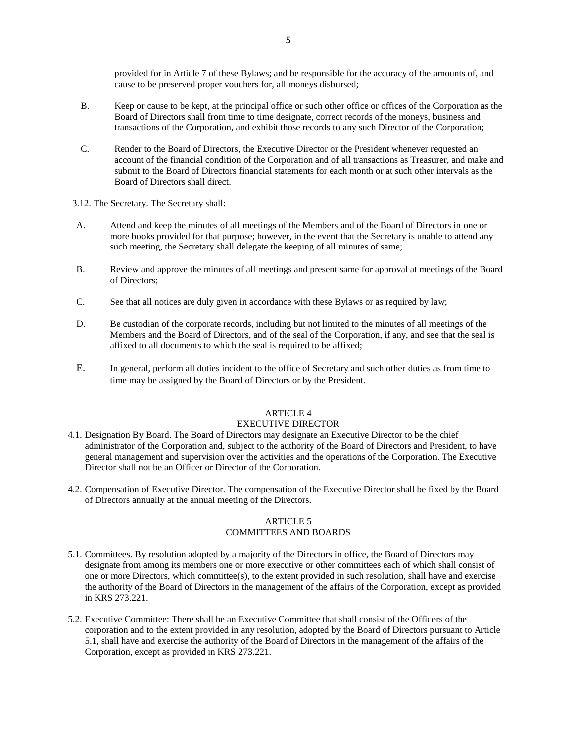provided for in Article 7 of these Bylaws; and be responsible for the accuracy of the amounts of, and cause to be preserved proper vouchers for, all moneys disbursed;

B. Keep or cause to be kept, at the principal office or such other office or offices of the Corporation as the Board of Directors shall from time to time designate, correct records of the moneys, business and transactions of the Corporation, and exhibit those records to any such Director of the Corporation;

C. Render to the Board of Directors, the Executive Director or the President whenever requested an account of the financial condition of the Corporation and of all transactions as Treasurer, and make and submit to the Board of Directors financial statements for each month or at such other intervals as the Board of Directors shall direct.

3.12. The Secretary. The Secretary shall:

A. Attend and keep the minutes of all meetings of the Members and of the Board of Directors in one or more books provided for that purpose; however, in the event that the Secretary is unable to attend any such meeting, the Secretary shall delegate the keeping of all minutes of same;

B. Review and approve the minutes of all meetings and present same for approval at meetings of the Board of Directors;

C. See that all notices are duly given in accordance with these Bylaws or as required by law;

D. Be custodian of the corporate records, including but not limited to the minutes of all meetings of the Members and the Board of Directors, and of the seal of the Corporation, if any, and see that the seal is affixed to all documents to which the seal is required to be affixed;

E. In general, perform all duties incident to the office of Secretary and such other duties as from time to time may be assigned by the Board of Directors or by the President.

## ARTICLE 4
## EXECUTIVE DIRECTOR

4.1. Designation By Board. The Board of Directors may designate an Executive Director to be the chief administrator of the Corporation and, subject to the authority of the Board of Directors and President, to have general management and supervision over the activities and the operations of the Corporation. The Executive Director shall not be an Officer or Director of the Corporation.

4.2. Compensation of Executive Director. The compensation of the Executive Director shall be fixed by the Board of Directors annually at the annual meeting of the Directors.

## ARTICLE 5
## COMMITTEES AND BOARDS

5.1. Committees. By resolution adopted by a majority of the Directors in office, the Board of Directors may designate from among its members one or more executive or other committees each of which shall consist of one or more Directors, which committee(s), to the extent provided in such resolution, shall have and exercise the authority of the Board of Directors in the management of the affairs of the Corporation, except as provided in KRS 273.221.

5.2. Executive Committee: There shall be an Executive Committee that shall consist of the Officers of the corporation and to the extent provided in any resolution, adopted by the Board of Directors pursuant to Article 5.1, shall have and exercise the authority of the Board of Directors in the management of the affairs of the Corporation, except as provided in KRS 273.221.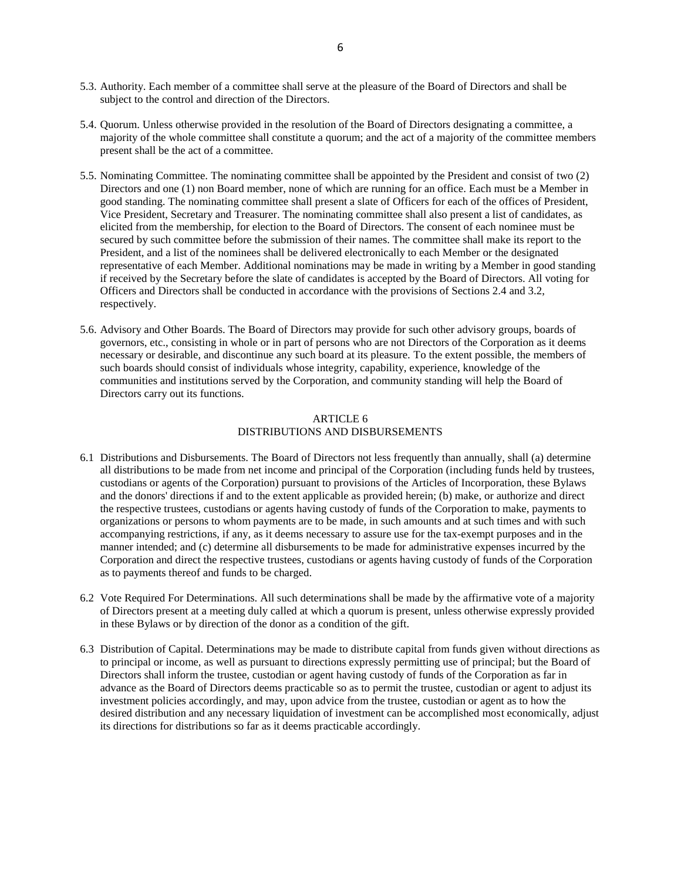5.3. Authority. Each member of a committee shall serve at the pleasure of the Board of Directors and shall be subject to the control and direction of the Directors.

5.4. Quorum. Unless otherwise provided in the resolution of the Board of Directors designating a committee, a majority of the whole committee shall constitute a quorum; and the act of a majority of the committee members present shall be the act of a committee.

5.5. Nominating Committee. The nominating committee shall be appointed by the President and consist of two (2) Directors and one (1) non Board member, none of which are running for an office. Each must be a Member in good standing. The nominating committee shall present a slate of Officers for each of the offices of President, Vice President, Secretary and Treasurer. The nominating committee shall also present a list of candidates, as elicited from the membership, for election to the Board of Directors. The consent of each nominee must be secured by such committee before the submission of their names. The committee shall make its report to the President, and a list of the nominees shall be delivered electronically to each Member or the designated representative of each Member. Additional nominations may be made in writing by a Member in good standing if received by the Secretary before the slate of candidates is accepted by the Board of Directors. All voting for Officers and Directors shall be conducted in accordance with the provisions of Sections 2.4 and 3.2, respectively.

5.6. Advisory and Other Boards. The Board of Directors may provide for such other advisory groups, boards of governors, etc., consisting in whole or in part of persons who are not Directors of the Corporation as it deems necessary or desirable, and discontinue any such board at its pleasure. To the extent possible, the members of such boards should consist of individuals whose integrity, capability, experience, knowledge of the communities and institutions served by the Corporation, and community standing will help the Board of Directors carry out its functions.

## ARTICLE 6
## DISTRIBUTIONS AND DISBURSEMENTS

6.1 Distributions and Disbursements. The Board of Directors not less frequently than annually, shall (a) determine all distributions to be made from net income and principal of the Corporation (including funds held by trustees, custodians or agents of the Corporation) pursuant to provisions of the Articles of Incorporation, these Bylaws and the donors' directions if and to the extent applicable as provided herein; (b) make, or authorize and direct the respective trustees, custodians or agents having custody of funds of the Corporation to make, payments to organizations or persons to whom payments are to be made, in such amounts and at such times and with such accompanying restrictions, if any, as it deems necessary to assure use for the tax-exempt purposes and in the manner intended; and (c) determine all disbursements to be made for administrative expenses incurred by the Corporation and direct the respective trustees, custodians or agents having custody of funds of the Corporation as to payments thereof and funds to be charged.

6.2 Vote Required For Determinations. All such determinations shall be made by the affirmative vote of a majority of Directors present at a meeting duly called at which a quorum is present, unless otherwise expressly provided in these Bylaws or by direction of the donor as a condition of the gift.

6.3 Distribution of Capital. Determinations may be made to distribute capital from funds given without directions as to principal or income, as well as pursuant to directions expressly permitting use of principal; but the Board of Directors shall inform the trustee, custodian or agent having custody of funds of the Corporation as far in advance as the Board of Directors deems practicable so as to permit the trustee, custodian or agent to adjust its investment policies accordingly, and may, upon advice from the trustee, custodian or agent as to how the desired distribution and any necessary liquidation of investment can be accomplished most economically, adjust its directions for distributions so far as it deems practicable accordingly.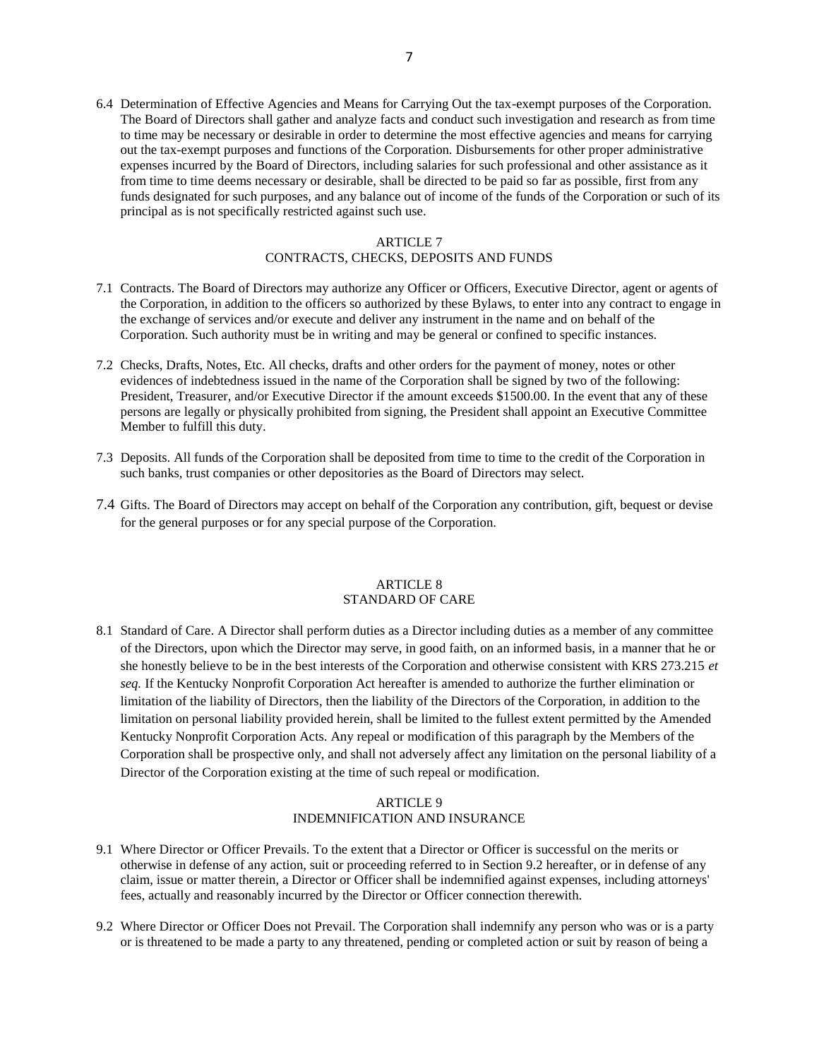6.4 Determination of Effective Agencies and Means for Carrying Out the tax-exempt purposes of the Corporation. The Board of Directors shall gather and analyze facts and conduct such investigation and research as from time to time may be necessary or desirable in order to determine the most effective agencies and means for carrying out the tax-exempt purposes and functions of the Corporation. Disbursements for other proper administrative expenses incurred by the Board of Directors, including salaries for such professional and other assistance as it from time to time deems necessary or desirable, shall be directed to be paid so far as possible, first from any funds designated for such purposes, and any balance out of income of the funds of the Corporation or such of its principal as is not specifically restricted against such use.

## ARTICLE 7
## CONTRACTS, CHECKS, DEPOSITS AND FUNDS

7.1 Contracts. The Board of Directors may authorize any Officer or Officers, Executive Director, agent or agents of the Corporation, in addition to the officers so authorized by these Bylaws, to enter into any contract to engage in the exchange of services and/or execute and deliver any instrument in the name and on behalf of the Corporation. Such authority must be in writing and may be general or confined to specific instances.

7.2 Checks, Drafts, Notes, Etc. All checks, drafts and other orders for the payment of money, notes or other evidences of indebtedness issued in the name of the Corporation shall be signed by two of the following: President, Treasurer, and/or Executive Director if the amount exceeds $1500.00. In the event that any of these persons are legally or physically prohibited from signing, the President shall appoint an Executive Committee Member to fulfill this duty.

7.3 Deposits. All funds of the Corporation shall be deposited from time to time to the credit of the Corporation in such banks, trust companies or other depositories as the Board of Directors may select.

7.4 Gifts. The Board of Directors may accept on behalf of the Corporation any contribution, gift, bequest or devise for the general purposes or for any special purpose of the Corporation.

## ARTICLE 8
## STANDARD OF CARE

8.1 Standard of Care. A Director shall perform duties as a Director including duties as a member of any committee of the Directors, upon which the Director may serve, in good faith, on an informed basis, in a manner that he or she honestly believe to be in the best interests of the Corporation and otherwise consistent with KRS 273.215 *et seq.* If the Kentucky Nonprofit Corporation Act hereafter is amended to authorize the further elimination or limitation of the liability of Directors, then the liability of the Directors of the Corporation, in addition to the limitation on personal liability provided herein, shall be limited to the fullest extent permitted by the Amended Kentucky Nonprofit Corporation Acts. Any repeal or modification of this paragraph by the Members of the Corporation shall be prospective only, and shall not adversely affect any limitation on the personal liability of a Director of the Corporation existing at the time of such repeal or modification.

## ARTICLE 9
## INDEMNIFICATION AND INSURANCE

9.1 Where Director or Officer Prevails. To the extent that a Director or Officer is successful on the merits or otherwise in defense of any action, suit or proceeding referred to in Section 9.2 hereafter, or in defense of any claim, issue or matter therein, a Director or Officer shall be indemnified against expenses, including attorneys' fees, actually and reasonably incurred by the Director or Officer connection therewith.

9.2 Where Director or Officer Does not Prevail. The Corporation shall indemnify any person who was or is a party or is threatened to be made a party to any threatened, pending or completed action or suit by reason of being a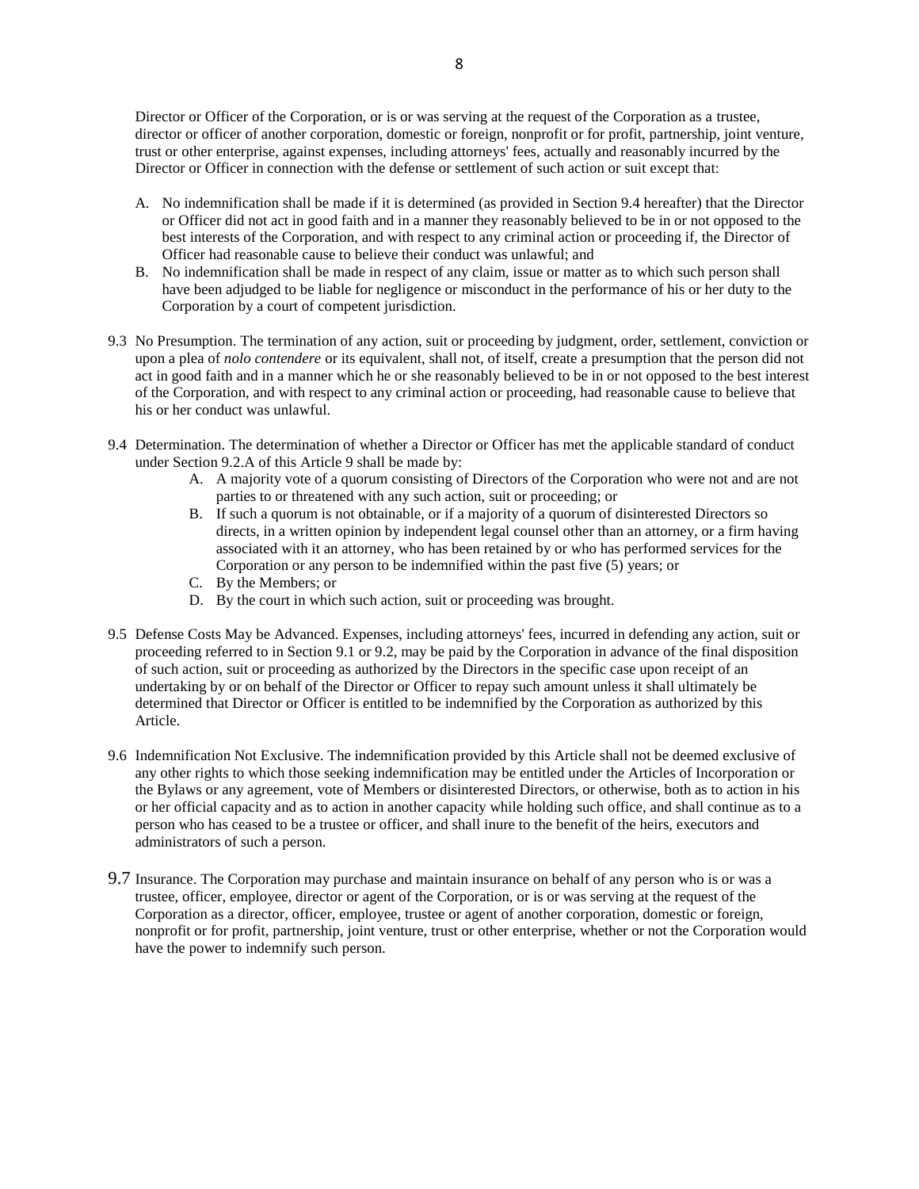Director or Officer of the Corporation, or is or was serving at the request of the Corporation as a trustee, director or officer of another corporation, domestic or foreign, nonprofit or for profit, partnership, joint venture, trust or other enterprise, against expenses, including attorneys' fees, actually and reasonably incurred by the Director or Officer in connection with the defense or settlement of such action or suit except that:

A. No indemnification shall be made if it is determined (as provided in Section 9.4 hereafter) that the Director or Officer did not act in good faith and in a manner they reasonably believed to be in or not opposed to the best interests of the Corporation, and with respect to any criminal action or proceeding if, the Director of Officer had reasonable cause to believe their conduct was unlawful; and

B. No indemnification shall be made in respect of any claim, issue or matter as to which such person shall have been adjudged to be liable for negligence or misconduct in the performance of his or her duty to the Corporation by a court of competent jurisdiction.

9.3 No Presumption. The termination of any action, suit or proceeding by judgment, order, settlement, conviction or upon a plea of *nolo contendere* or its equivalent, shall not, of itself, create a presumption that the person did not act in good faith and in a manner which he or she reasonably believed to be in or not opposed to the best interest of the Corporation, and with respect to any criminal action or proceeding, had reasonable cause to believe that his or her conduct was unlawful.

9.4 Determination. The determination of whether a Director or Officer has met the applicable standard of conduct under Section 9.2.A of this Article 9 shall be made by:

A. A majority vote of a quorum consisting of Directors of the Corporation who were not and are not parties to or threatened with any such action, suit or proceeding; or

B. If such a quorum is not obtainable, or if a majority of a quorum of disinterested Directors so directs, in a written opinion by independent legal counsel other than an attorney, or a firm having associated with it an attorney, who has been retained by or who has performed services for the Corporation or any person to be indemnified within the past five (5) years; or

C. By the Members; or

D. By the court in which such action, suit or proceeding was brought.

9.5 Defense Costs May be Advanced. Expenses, including attorneys' fees, incurred in defending any action, suit or proceeding referred to in Section 9.1 or 9.2, may be paid by the Corporation in advance of the final disposition of such action, suit or proceeding as authorized by the Directors in the specific case upon receipt of an undertaking by or on behalf of the Director or Officer to repay such amount unless it shall ultimately be determined that Director or Officer is entitled to be indemnified by the Corporation as authorized by this Article.

9.6 Indemnification Not Exclusive. The indemnification provided by this Article shall not be deemed exclusive of any other rights to which those seeking indemnification may be entitled under the Articles of Incorporation or the Bylaws or any agreement, vote of Members or disinterested Directors, or otherwise, both as to action in his or her official capacity and as to action in another capacity while holding such office, and shall continue as to a person who has ceased to be a trustee or officer, and shall inure to the benefit of the heirs, executors and administrators of such a person.

9.7 Insurance. The Corporation may purchase and maintain insurance on behalf of any person who is or was a trustee, officer, employee, director or agent of the Corporation, or is or was serving at the request of the Corporation as a director, officer, employee, trustee or agent of another corporation, domestic or foreign, nonprofit or for profit, partnership, joint venture, trust or other enterprise, whether or not the Corporation would have the power to indemnify such person.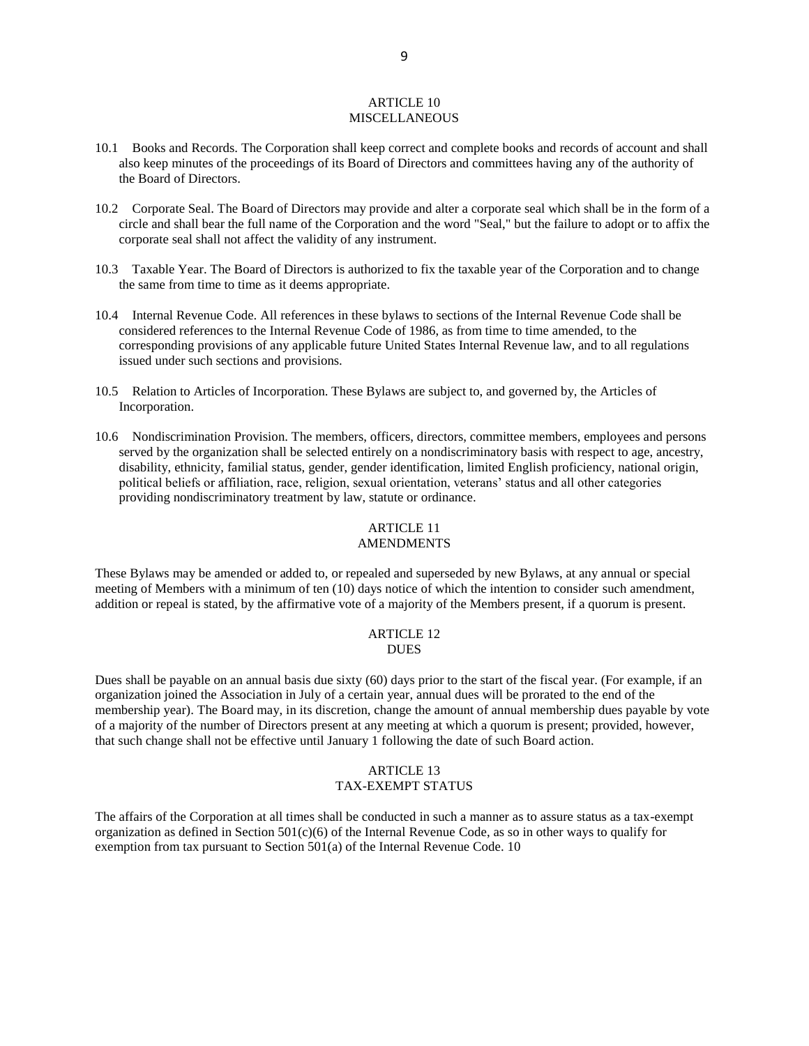## ARTICLE 10
## MISCELLANEOUS

10.1 Books and Records. The Corporation shall keep correct and complete books and records of account and shall also keep minutes of the proceedings of its Board of Directors and committees having any of the authority of the Board of Directors.

10.2 Corporate Seal. The Board of Directors may provide and alter a corporate seal which shall be in the form of a circle and shall bear the full name of the Corporation and the word "Seal," but the failure to adopt or to affix the corporate seal shall not affect the validity of any instrument.

10.3 Taxable Year. The Board of Directors is authorized to fix the taxable year of the Corporation and to change the same from time to time as it deems appropriate.

10.4 Internal Revenue Code. All references in these bylaws to sections of the Internal Revenue Code shall be considered references to the Internal Revenue Code of 1986, as from time to time amended, to the corresponding provisions of any applicable future United States Internal Revenue law, and to all regulations issued under such sections and provisions.

10.5 Relation to Articles of Incorporation. These Bylaws are subject to, and governed by, the Articles of Incorporation.

10.6 Nondiscrimination Provision. The members, officers, directors, committee members, employees and persons served by the organization shall be selected entirely on a nondiscriminatory basis with respect to age, ancestry, disability, ethnicity, familial status, gender, gender identification, limited English proficiency, national origin, political beliefs or affiliation, race, religion, sexual orientation, veterans' status and all other categories providing nondiscriminatory treatment by law, statute or ordinance.

## ARTICLE 11
## AMENDMENTS

These Bylaws may be amended or added to, or repealed and superseded by new Bylaws, at any annual or special meeting of Members with a minimum of ten (10) days notice of which the intention to consider such amendment, addition or repeal is stated, by the affirmative vote of a majority of the Members present, if a quorum is present.

## ARTICLE 12
## DUES

Dues shall be payable on an annual basis due sixty (60) days prior to the start of the fiscal year. (For example, if an organization joined the Association in July of a certain year, annual dues will be prorated to the end of the membership year). The Board may, in its discretion, change the amount of annual membership dues payable by vote of a majority of the number of Directors present at any meeting at which a quorum is present; provided, however, that such change shall not be effective until January 1 following the date of such Board action.

## ARTICLE 13
## TAX-EXEMPT STATUS

The affairs of the Corporation at all times shall be conducted in such a manner as to assure status as a tax-exempt organization as defined in Section 501(c)(6) of the Internal Revenue Code, as so in other ways to qualify for exemption from tax pursuant to Section 501(a) of the Internal Revenue Code. 10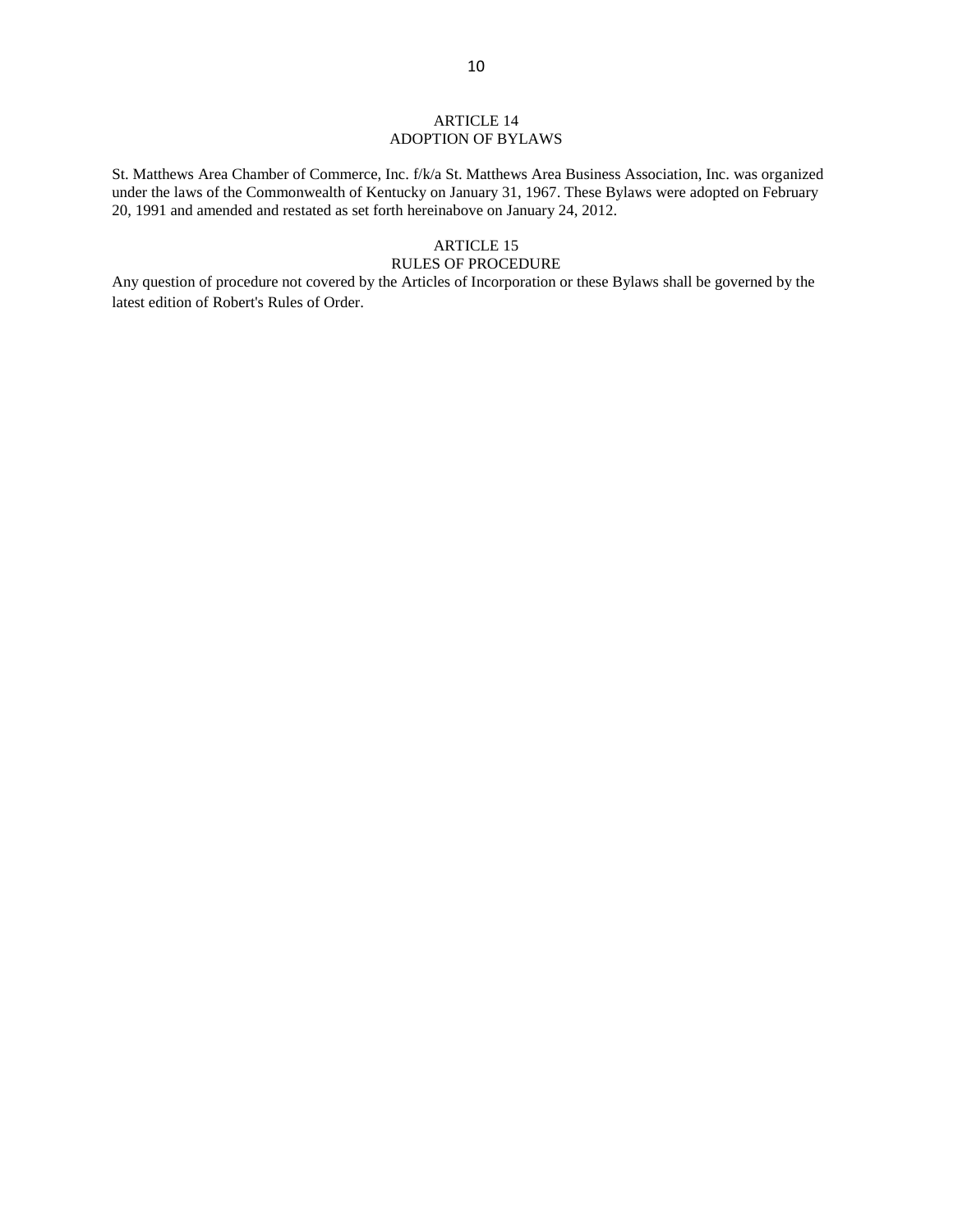## ARTICLE 14
## ADOPTION OF BYLAWS

St. Matthews Area Chamber of Commerce, Inc. f/k/a St. Matthews Area Business Association, Inc. was organized under the laws of the Commonwealth of Kentucky on January 31, 1967. These Bylaws were adopted on February 20, 1991 and amended and restated as set forth hereinabove on January 24, 2012.

## ARTICLE 15
## RULES OF PROCEDURE

Any question of procedure not covered by the Articles of Incorporation or these Bylaws shall be governed by the latest edition of Robert's Rules of Order.